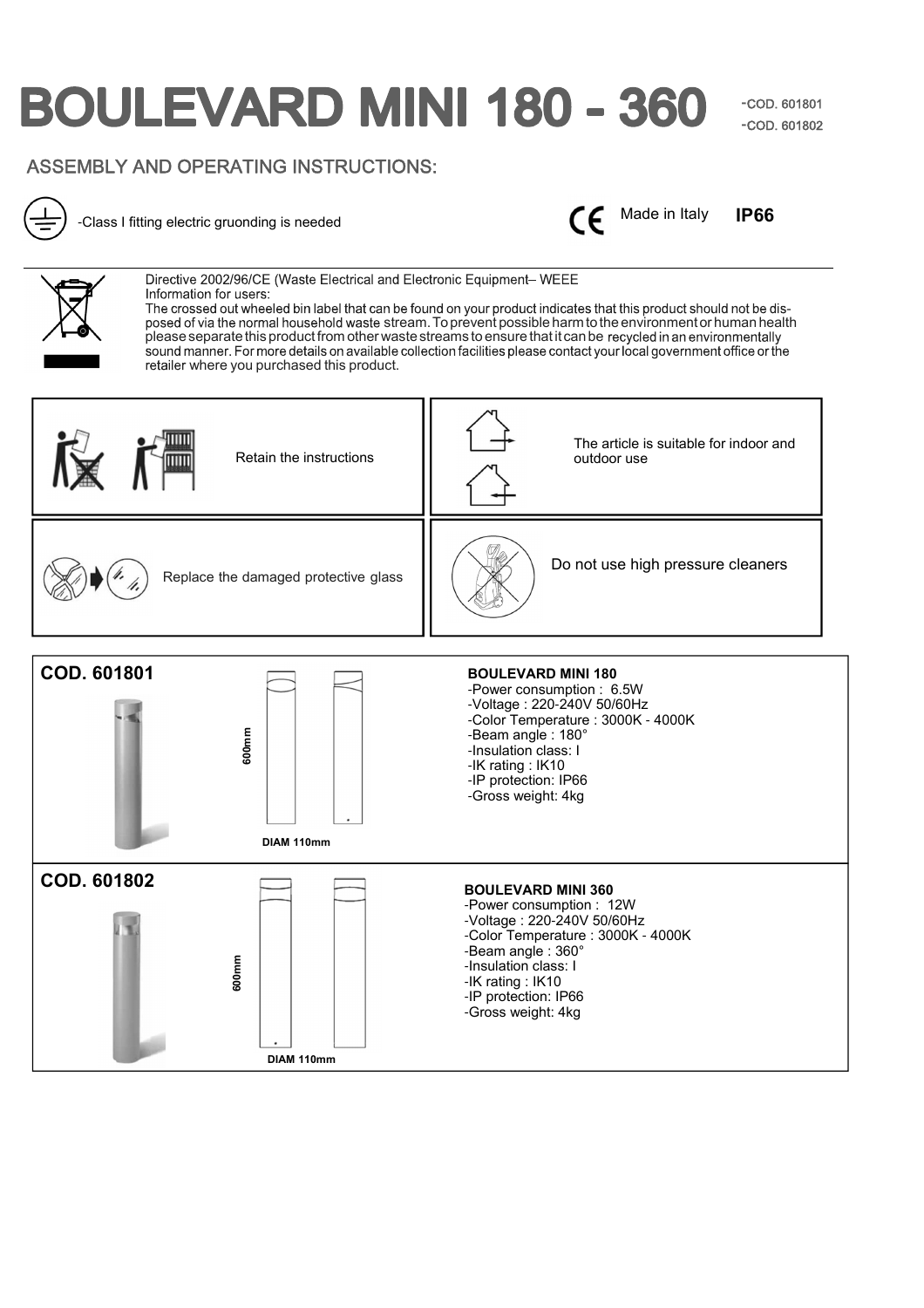# BOULEVARD MINI 180 - 360

-COD. 601801
-COD. 601802

## ASSEMBLY AND OPERATING INSTRUCTIONS:

-Class I fitting electric gruonding is needed

CE Made in Italy **IP66**

Directive 2002/96/CE (Waste Electrical and Electronic Equipment– WEEE
Information for users:
The crossed out wheeled bin label that can be found on your product indicates that this product should not be disposed of via the normal household waste stream. To prevent possible harm to the environment or human health please separate this product from other waste streams to ensure that it can be recycled in an environmentally sound manner. For more details on available collection facilities please contact your local government office or the retailer where you purchased this product.

| | |
|---|---|
| Retain the instructions | The article is suitable for indoor and outdoor use |
| Replace the damaged protective glass | Do not use high pressure cleaners |

### COD. 601801

600mm

DIAM 110mm

**BOULEVARD MINI 180**
- -Power consumption : 6.5W
- -Voltage : 220-240V 50/60Hz
- -Color Temperature : 3000K - 4000K
- -Beam angle : 180°
- -Insulation class: I
- -IK rating : IK10
- -IP protection: IP66
- -Gross weight: 4kg

### COD. 601802

600mm

DIAM 110mm

**BOULEVARD MINI 360**
- -Power consumption : 12W
- -Voltage : 220-240V 50/60Hz
- -Color Temperature : 3000K - 4000K
- -Beam angle : 360°
- -Insulation class: I
- -IK rating : IK10
- -IP protection: IP66
- -Gross weight: 4kg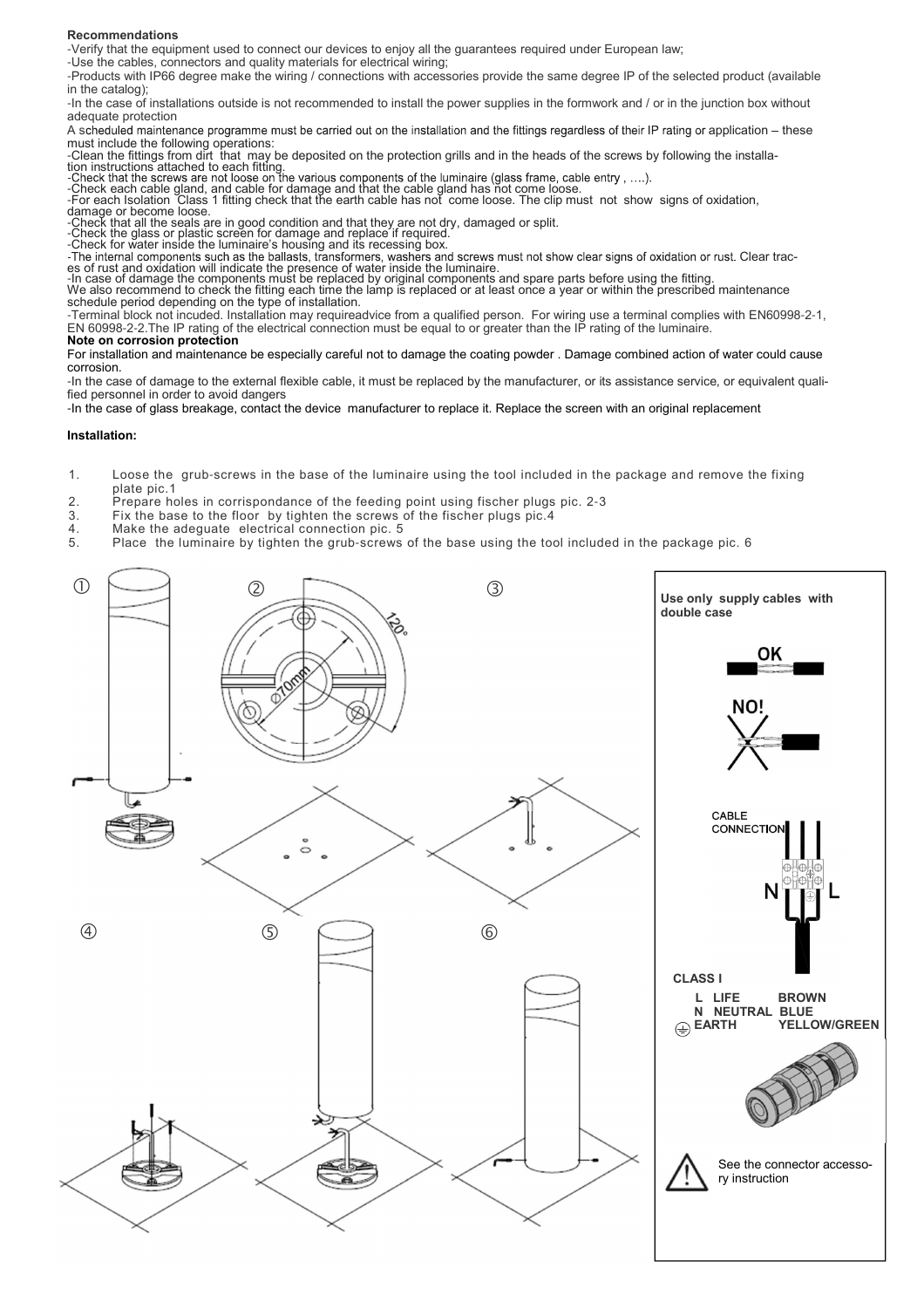**Recommendations**

-Verify that the equipment used to connect our devices to enjoy all the guarantees required under European law;
-Use the cables, connectors and quality materials for electrical wiring;
-Products with IP66 degree make the wiring / connections with accessories provide the same degree IP of the selected product (available in the catalog);
-In the case of installations outside is not recommended to install the power supplies in the formwork and / or in the junction box without adequate protection

A scheduled maintenance programme must be carried out on the installation and the fittings regardless of their IP rating or application – these must include the following operations:
-Clean the fittings from dirt that may be deposited on the protection grills and in the heads of the screws by following the installation instructions attached to each fitting.
-Check that the screws are not loose on the various components of the luminaire (glass frame, cable entry , ….).
-Check each cable gland, and cable for damage and that the cable gland has not come loose.
-For each Isolation Class 1 fitting check that the earth cable has not come loose. The clip must not show signs of oxidation, damage or become loose.
-Check that all the seals are in good condition and that they are not dry, damaged or split.
-Check the glass or plastic screen for damage and replace if required.
-Check for water inside the luminaire's housing and its recessing box.
-The internal components such as the ballasts, transformers, washers and screws must not show clear signs of oxidation or rust. Clear traces of rust and oxidation will indicate the presence of water inside the luminaire.
-In case of damage the components must be replaced by original components and spare parts before using the fitting.
We also recommend to check the fitting each time the lamp is replaced or at least once a year or within the prescribed maintenance schedule period depending on the type of installation.
-Terminal block not incuded. Installation may requireadvice from a qualified person. For wiring use a terminal complies with EN60998-2-1, EN 60998-2-2.The IP rating of the electrical connection must be equal to or greater than the IP rating of the luminaire.

**Note on corrosion protection**

For installation and maintenance be especially careful not to damage the coating powder . Damage combined action of water could cause corrosion.
-In the case of damage to the external flexible cable, it must be replaced by the manufacturer, or its assistance service, or equivalent qualified personnel in order to avoid dangers
-In the case of glass breakage, contact the device manufacturer to replace it. Replace the screen with an original replacement

**Installation:**

1. Loose the grub-screws in the base of the luminaire using the tool included in the package and remove the fixing plate pic.1
2. Prepare holes in corrispondance of the feeding point using fischer plugs pic. 2-3
3. Fix the base to the floor by tighten the screws of the fischer plugs pic.4
4. Make the adeguate electrical connection pic. 5
5. Place the luminaire by tighten the grub-screws of the base using the tool included in the package pic. 6

①

②

120°

Ø70mm

③

④

⑤

⑥

**Use only supply cables with double case**

**OK**

**NO!**

CABLE CONNECTION

N

L

**CLASS I**

**L LIFE BROWN**
**N NEUTRAL BLUE**
**⏚ EARTH YELLOW/GREEN**

See the connector accessory instruction